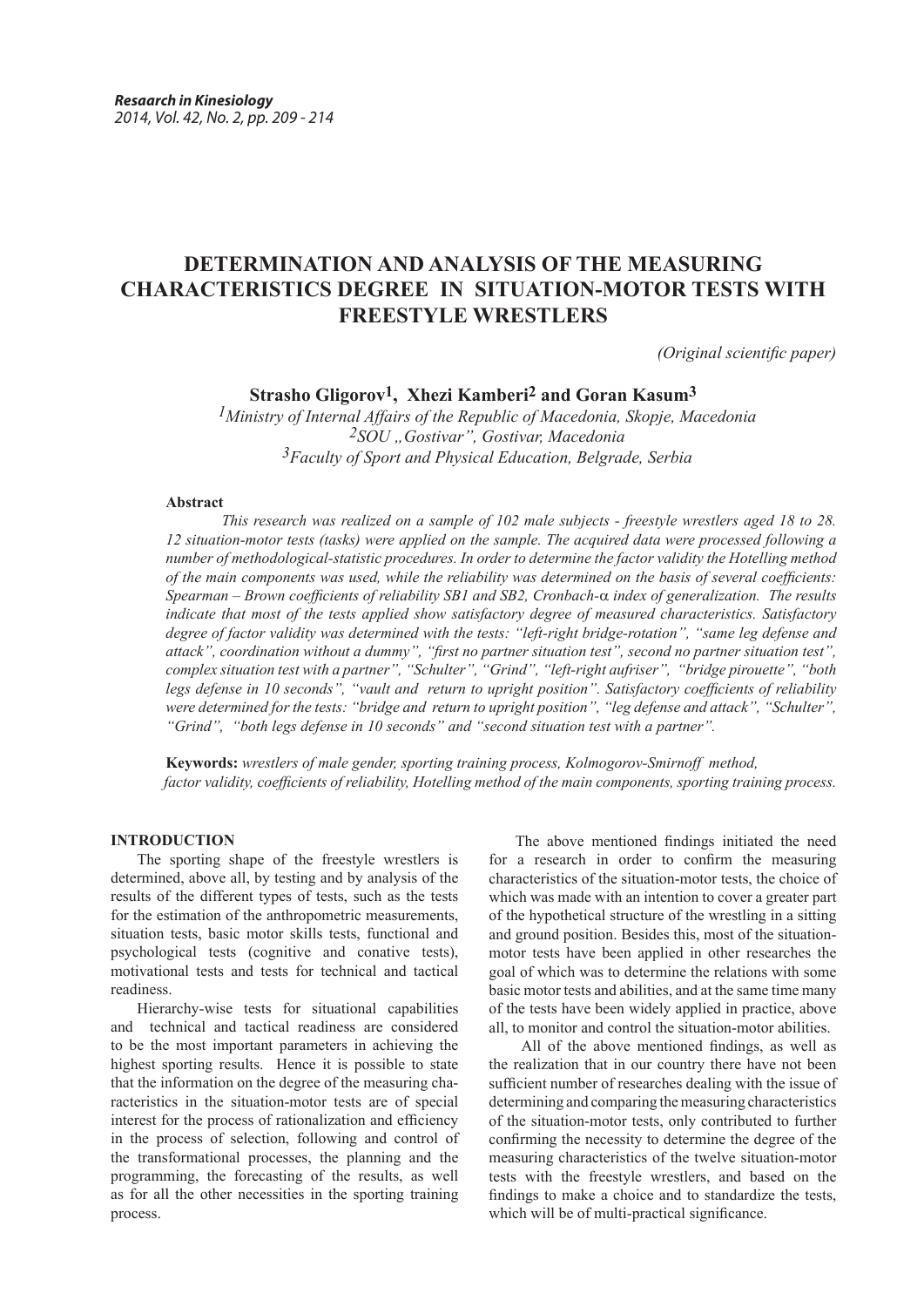# DETERMINATION AND ANALYSIS OF THE MEASURING CHARACTERISTICS DEGREE IN SITUATION-MOTOR TESTS WITH FREESTYLE WRESTLERS

*(Original scientific paper)*

**Strasho Gligorov[1], Xhezi Kamberi[2] and Goran Kasum[3]**

[1]*Ministry of Internal Affairs of the Republic of Macedonia, Skopje, Macedonia*
[2]*SOU „Gostivar", Gostivar, Macedonia*
[3]*Faculty of Sport and Physical Education, Belgrade, Serbia*

**Abstract**

*This research was realized on a sample of 102 male subjects - freestyle wrestlers aged 18 to 28. 12 situation-motor tests (tasks) were applied on the sample. The acquired data were processed following a number of methodological-statistic procedures. In order to determine the factor validity the Hotelling method of the main components was used, while the reliability was determined on the basis of several coefficients: Spearman – Brown coefficients of reliability SB1 and SB2, Cronbach-α index of generalization. The results indicate that most of the tests applied show satisfactory degree of measured characteristics. Satisfactory degree of factor validity was determined with the tests: "left-right bridge-rotation", "same leg defense and attack", coordination without a dummy", "first no partner situation test", second no partner situation test", complex situation test with a partner", "Schulter", "Grind", "left-right aufriser", "bridge pirouette", "both legs defense in 10 seconds", "vault and return to upright position". Satisfactory coefficients of reliability were determined for the tests: "bridge and return to upright position", "leg defense and attack", "Schulter", "Grind", "both legs defense in 10 seconds" and "second situation test with a partner".*

**Keywords:** *wrestlers of male gender, sporting training process, Kolmogorov-Smirnoff method, factor validity, coefficients of reliability, Hotelling method of the main components, sporting training process.*

## INTRODUCTION

The sporting shape of the freestyle wrestlers is determined, above all, by testing and by analysis of the results of the different types of tests, such as the tests for the estimation of the anthropometric measurements, situation tests, basic motor skills tests, functional and psychological tests (cognitive and conative tests), motivational tests and tests for technical and tactical readiness.

Hierarchy-wise tests for situational capabilities and technical and tactical readiness are considered to be the most important parameters in achieving the highest sporting results. Hence it is possible to state that the information on the degree of the measuring characteristics in the situation-motor tests are of special interest for the process of rationalization and efficiency in the process of selection, following and control of the transformational processes, the planning and the programming, the forecasting of the results, as well as for all the other necessities in the sporting training process.

The above mentioned findings initiated the need for a research in order to confirm the measuring characteristics of the situation-motor tests, the choice of which was made with an intention to cover a greater part of the hypothetical structure of the wrestling in a sitting and ground position. Besides this, most of the situation-motor tests have been applied in other researches the goal of which was to determine the relations with some basic motor tests and abilities, and at the same time many of the tests have been widely applied in practice, above all, to monitor and control the situation-motor abilities.

All of the above mentioned findings, as well as the realization that in our country there have not been sufficient number of researches dealing with the issue of determining and comparing the measuring characteristics of the situation-motor tests, only contributed to further confirming the necessity to determine the degree of the measuring characteristics of the twelve situation-motor tests with the freestyle wrestlers, and based on the findings to make a choice and to standardize the tests, which will be of multi-practical significance.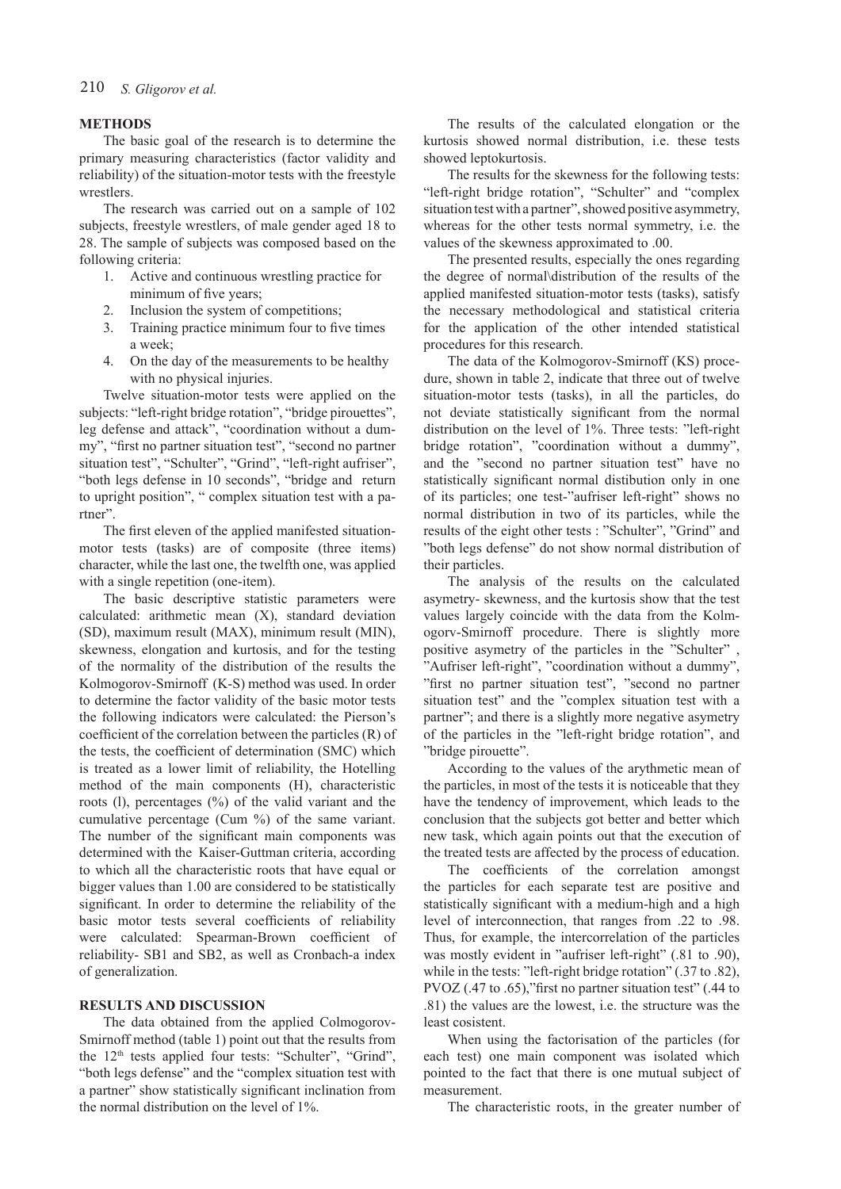## METHODS

The basic goal of the research is to determine the primary measuring characteristics (factor validity and reliability) of the situation-motor tests with the freestyle wrestlers.

The research was carried out on a sample of 102 subjects, freestyle wrestlers, of male gender aged 18 to 28. The sample of subjects was composed based on the following criteria:

1. Active and continuous wrestling practice for minimum of five years;
2. Inclusion the system of competitions;
3. Training practice minimum four to five times a week;
4. On the day of the measurements to be healthy with no physical injuries.

Twelve situation-motor tests were applied on the subjects: "left-right bridge rotation", "bridge pirouettes", leg defense and attack", "coordination without a dummy", "first no partner situation test", "second no partner situation test", "Schulter", "Grind", "left-right aufriser", "both legs defense in 10 seconds", "bridge and return to upright position", " complex situation test with a partner".

The first eleven of the applied manifested situation-motor tests (tasks) are of composite (three items) character, while the last one, the twelfth one, was applied with a single repetition (one-item).

The basic descriptive statistic parameters were calculated: arithmetic mean (X), standard deviation (SD), maximum result (MAX), minimum result (MIN), skewness, elongation and kurtosis, and for the testing of the normality of the distribution of the results the Kolmogorov-Smirnoff (K-S) method was used. In order to determine the factor validity of the basic motor tests the following indicators were calculated: the Pierson's coefficient of the correlation between the particles (R) of the tests, the coefficient of determination (SMC) which is treated as a lower limit of reliability, the Hotelling method of the main components (H), characteristic roots (l), percentages (%) of the valid variant and the cumulative percentage (Cum %) of the same variant. The number of the significant main components was determined with the Kaiser-Guttman criteria, according to which all the characteristic roots that have equal or bigger values than 1.00 are considered to be statistically significant. In order to determine the reliability of the basic motor tests several coefficients of reliability were calculated: Spearman-Brown coefficient of reliability- SB1 and SB2, as well as Cronbach-a index of generalization.

## RESULTS AND DISCUSSION

The data obtained from the applied Colmogorov-Smirnoff method (table 1) point out that the results from the 12[th] tests applied four tests: "Schulter", "Grind", "both legs defense" and the "complex situation test with a partner" show statistically significant inclination from the normal distribution on the level of 1%.

The results of the calculated elongation or the kurtosis showed normal distribution, i.e. these tests showed leptokurtosis.

The results for the skewness for the following tests: "left-right bridge rotation", "Schulter" and "complex situation test with a partner", showed positive asymmetry, whereas for the other tests normal symmetry, i.e. the values of the skewness approximated to .00.

The presented results, especially the ones regarding the degree of normal\distribution of the results of the applied manifested situation-motor tests (tasks), satisfy the necessary methodological and statistical criteria for the application of the other intended statistical procedures for this research.

The data of the Kolmogorov-Smirnoff (KS) procedure, shown in table 2, indicate that three out of twelve situation-motor tests (tasks), in all the particles, do not deviate statistically significant from the normal distribution on the level of 1%. Three tests: "left-right bridge rotation", "coordination without a dummy", and the "second no partner situation test" have no statistically significant normal distibution only in one of its particles; one test-"aufriser left-right" shows no normal distribution in two of its particles, while the results of the eight other tests : "Schulter", "Grind" and "both legs defense" do not show normal distribution of their particles.

The analysis of the results on the calculated asymetry- skewness, and the kurtosis show that the test values largely coincide with the data from the Kolmogorv-Smirnoff procedure. There is slightly more positive asymetry of the particles in the "Schulter" , "Aufriser left-right", "coordination without a dummy", "first no partner situation test", "second no partner situation test" and the "complex situation test with a partner"; and there is a slightly more negative asymetry of the particles in the "left-right bridge rotation", and "bridge pirouette".

According to the values of the arythmetic mean of the particles, in most of the tests it is noticeable that they have the tendency of improvement, which leads to the conclusion that the subjects got better and better which new task, which again points out that the execution of the treated tests are affected by the process of education.

The coefficients of the correlation amongst the particles for each separate test are positive and statistically significant with a medium-high and a high level of interconnection, that ranges from .22 to .98. Thus, for example, the intercorrelation of the particles was mostly evident in "aufriser left-right" (.81 to .90), while in the tests: "left-right bridge rotation" (.37 to .82), PVOZ (.47 to .65),"first no partner situation test" (.44 to .81) the values are the lowest, i.e. the structure was the least cosistent.

When using the factorisation of the particles (for each test) one main component was isolated which pointed to the fact that there is one mutual subject of measurement.

The characteristic roots, in the greater number of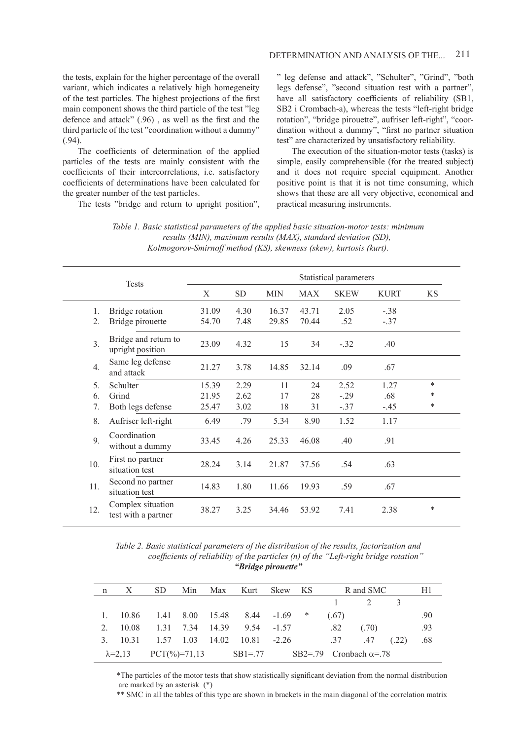the tests, explain for the higher percentage of the overall variant, which indicates a relatively high homegeneity of the test particles. The highest projections of the first main component shows the third particle of the test "leg defence and attack" (.96) , as well as the first and the third particle of the test "coordination without a dummy" (.94).

The coefficients of determination of the applied particles of the tests are mainly consistent with the coefficients of their intercorrelations, i.e. satisfactory coefficients of determinations have been calculated for the greater number of the test particles.

The tests "bridge and return to upright position", " leg defense and attack", "Schulter", "Grind", "both legs defense", "second situation test with a partner", have all satisfactory coefficients of reliability (SB1, SB2 i Crombach-a), whereas the tests "left-right bridge rotation", "bridge pirouette", aufriser left-right", "coordination without a dummy", "first no partner situation test" are characterized by unsatisfactory reliability.

The execution of the situation-motor tests (tasks) is simple, easily comprehensible (for the treated subject) and it does not require special equipment. Another positive point is that it is not time consuming, which shows that these are all very objective, economical and practical measuring instruments.

*Table 1. Basic statistical parameters of the applied basic situation-motor tests: minimum results (MIN), maximum results (MAX), standard deviation (SD), Kolmogorov-Smirnoff method (KS), skewness (skew), kurtosis (kurt).*

| | Tests | Statistical parameters | | | | | | |
|---|---|---|---|---|---|---|---|---|
| | | X | SD | MIN | MAX | SKEW | KURT | KS |
| 1. | Bridge rotation | 31.09 | 4.30 | 16.37 | 43.71 | 2.05 | -.38 | |
| 2. | Bridge pirouette | 54.70 | 7.48 | 29.85 | 70.44 | .52 | -.37 | |
| 3. | Bridge and return to upright position | 23.09 | 4.32 | 15 | 34 | -.32 | .40 | |
| 4. | Same leg defense and attack | 21.27 | 3.78 | 14.85 | 32.14 | .09 | .67 | |
| 5. | Schulter | 15.39 | 2.29 | 11 | 24 | 2.52 | 1.27 | * |
| 6. | Grind | 21.95 | 2.62 | 17 | 28 | -.29 | .68 | * |
| 7. | Both legs defense | 25.47 | 3.02 | 18 | 31 | -.37 | -.45 | * |
| 8. | Aufriser left-right | 6.49 | .79 | 5.34 | 8.90 | 1.52 | 1.17 | |
| 9. | Coordination without a dummy | 33.45 | 4.26 | 25.33 | 46.08 | .40 | .91 | |
| 10. | First no partner situation test | 28.24 | 3.14 | 21.87 | 37.56 | .54 | .63 | |
| 11. | Second no partner situation test | 14.83 | 1.80 | 11.66 | 19.93 | .59 | .67 | |
| 12. | Complex situation test with a partner | 38.27 | 3.25 | 34.46 | 53.92 | 7.41 | 2.38 | * |

*Table 2. Basic statistical parameters of the distribution of the results, factorization and coefficients of reliability of the particles (n) of the "Left-right bridge rotation"*
***"Bridge pirouette"***

| n | X | SD | Min | Max | Kurt | Skew | KS | R and SMC | | | H1 |
|---|---|---|---|---|---|---|---|---|---|---|---|
| | | | | | | | | 1 | 2 | 3 | |
| 1. | 10.86 | 1.41 | 8.00 | 15.48 | 8.44 | -1.69 | * | (.67) | | | .90 |
| 2. | 10.08 | 1.31 | 7.34 | 14.39 | 9.54 | -1.57 | | .82 | (.70) | | .93 |
| 3. | 10.31 | 1.57 | 1.03 | 14.02 | 10.81 | -2.26 | | .37 | .47 | (.22) | .68 |
| $\lambda$=2,13 | | PCT(%)=71,13 | | | SB1=.77 | | | SB2=.79 | Cronbach $\alpha$=.78 | | |

*The particles of the motor tests that show statistically significant deviation from the normal distribution are marked by an asterisk (*)

** SMC in all the tables of this type are shown in brackets in the main diagonal of the correlation matrix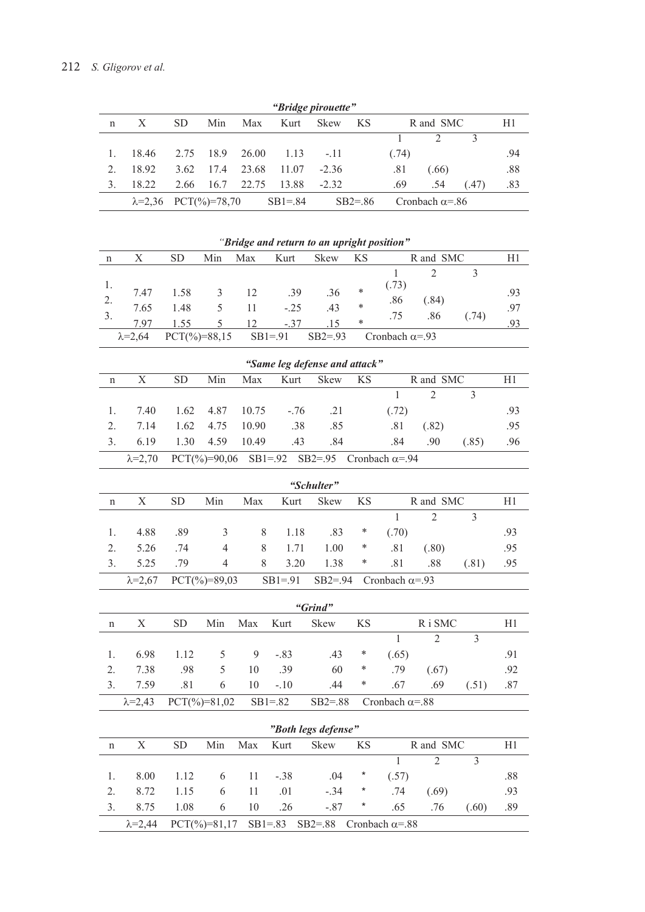| *"Bridge pirouette"* | | | | | | | | | | | |
|---|---|---|---|---|---|---|---|---|---|---|---|
| n | X | SD | Min | Max | Kurt | Skew | KS | R and SMC | | | H1 |
| | | | | | | | | 1 | 2 | 3 | |
| 1. | 18.46 | 2.75 | 18.9 | 26.00 | 1.13 | -.11 | | (.74) | | | .94 |
| 2. | 18.92 | 3.62 | 17.4 | 23.68 | 11.07 | -2.36 | | .81 | (.66) | | .88 |
| 3. | 18.22 | 2.66 | 16.7 | 22.75 | 13.88 | -2.32 | | .69 | .54 | (.47) | .83 |
| | λ=2,36 | PCT(%)=78,70 | | SB1=.84 | | SB2=.86 | | Cronbach α=.86 | | | |

| *"Bridge and return to an upright position"* | | | | | | | | | | | |
|---|---|---|---|---|---|---|---|---|---|---|---|
| n | X | SD | Min | Max | Kurt | Skew | KS | R and SMC | | | H1 |
| | | | | | | | | 1 | 2 | 3 | |
| 1. | 7.47 | 1.58 | 3 | 12 | .39 | .36 | * | (.73) | | | .93 |
| 2. | 7.65 | 1.48 | 5 | 11 | -.25 | .43 | * | .86 | (.84) | | .97 |
| 3. | 7.97 | 1.55 | 5 | 12 | -.37 | .15 | * | .75 | .86 | (.74) | .93 |
| | λ=2,64 | PCT(%)=88,15 | | SB1=.91 | | SB2=.93 | | Cronbach α=.93 | | | |

| *"Same leg defense and attack"* | | | | | | | | | | | |
|---|---|---|---|---|---|---|---|---|---|---|---|
| n | X | SD | Min | Max | Kurt | Skew | KS | R and SMC | | | H1 |
| | | | | | | | | 1 | 2 | 3 | |
| 1. | 7.40 | 1.62 | 4.87 | 10.75 | -.76 | .21 | | (.72) | | | .93 |
| 2. | 7.14 | 1.62 | 4.75 | 10.90 | .38 | .85 | | .81 | (.82) | | .95 |
| 3. | 6.19 | 1.30 | 4.59 | 10.49 | .43 | .84 | | .84 | .90 | (.85) | .96 |
| | λ=2,70 | PCT(%)=90,06 | | SB1=.92 | | SB2=.95 | | Cronbach α=.94 | | | |

| *"Schulter"* | | | | | | | | | | | |
|---|---|---|---|---|---|---|---|---|---|---|---|
| n | X | SD | Min | Max | Kurt | Skew | KS | R and SMC | | | H1 |
| | | | | | | | | 1 | 2 | 3 | |
| 1. | 4.88 | .89 | 3 | 8 | 1.18 | .83 | * | (.70) | | | .93 |
| 2. | 5.26 | .74 | 4 | 8 | 1.71 | 1.00 | * | .81 | (.80) | | .95 |
| 3. | 5.25 | .79 | 4 | 8 | 3.20 | 1.38 | * | .81 | .88 | (.81) | .95 |
| | λ=2,67 | PCT(%)=89,03 | | SB1=.91 | | SB2=.94 | | Cronbach α=.93 | | | |

| *"Grind"* | | | | | | | | | | | |
|---|---|---|---|---|---|---|---|---|---|---|---|
| n | X | SD | Min | Max | Kurt | Skew | KS | R i SMC | | | H1 |
| | | | | | | | | 1 | 2 | 3 | |
| 1. | 6.98 | 1.12 | 5 | 9 | -.83 | .43 | * | (.65) | | | .91 |
| 2. | 7.38 | .98 | 5 | 10 | .39 | 60 | * | .79 | (.67) | | .92 |
| 3. | 7.59 | .81 | 6 | 10 | -.10 | .44 | * | .67 | .69 | (.51) | .87 |
| | λ=2,43 | PCT(%)=81,02 | | SB1=.82 | | SB2=.88 | | Cronbach α=.88 | | | |

| *"Both legs defense"* | | | | | | | | | | | |
|---|---|---|---|---|---|---|---|---|---|---|---|
| n | X | SD | Min | Max | Kurt | Skew | KS | R and SMC | | | H1 |
| | | | | | | | | 1 | 2 | 3 | |
| 1. | 8.00 | 1.12 | 6 | 11 | -.38 | .04 | * | (.57) | | | .88 |
| 2. | 8.72 | 1.15 | 6 | 11 | .01 | -.34 | * | .74 | (.69) | | .93 |
| 3. | 8.75 | 1.08 | 6 | 10 | .26 | -.87 | * | .65 | .76 | (.60) | .89 |
| | λ=2,44 | PCT(%)=81,17 | | SB1=.83 | | SB2=.88 | | Cronbach α=.88 | | | |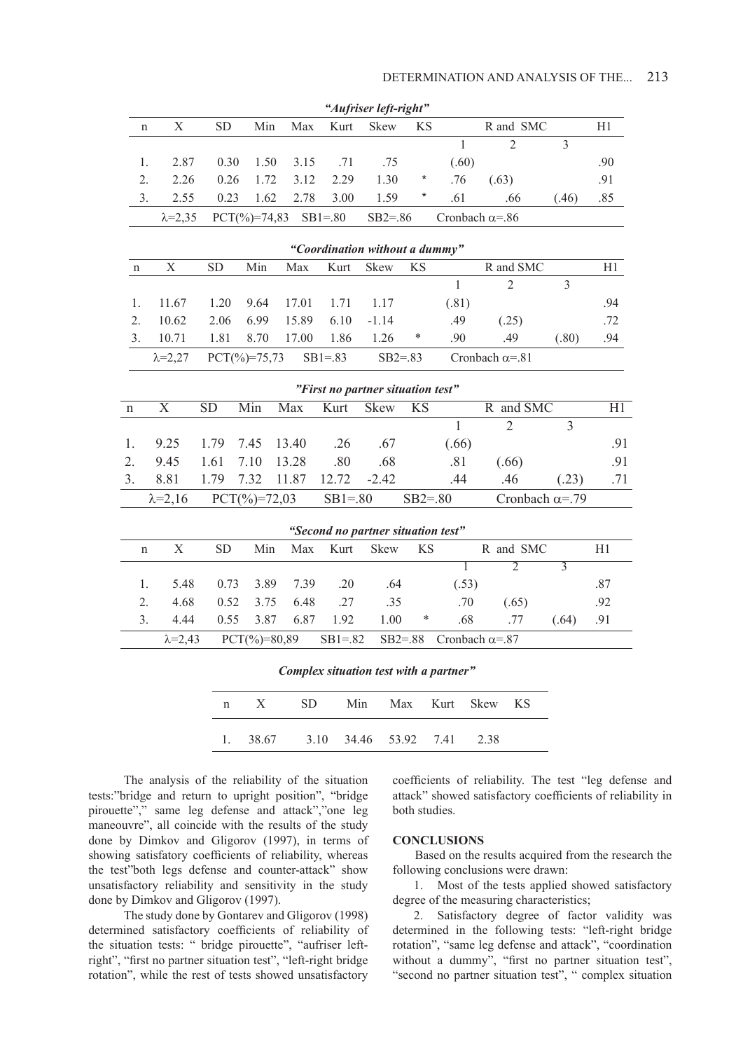***"Aufriser left-right"***

| n | X | SD | Min | Max | Kurt | Skew | KS | R and SMC | | | H1 |
|---|---|---|---|---|---|---|---|---|---|---|---|
| | | | | | | | | 1 | 2 | 3 | |
| 1. | 2.87 | 0.30 | 1.50 | 3.15 | .71 | .75 | | (.60) | | | .90 |
| 2. | 2.26 | 0.26 | 1.72 | 3.12 | 2.29 | 1.30 | * | .76 | (.63) | | .91 |
| 3. | 2.55 | 0.23 | 1.62 | 2.78 | 3.00 | 1.59 | * | .61 | .66 | (.46) | .85 |
| | λ=2,35 | PCT(%)=74,83 | | SB1=.80 | | SB2=.86 | | Cronbach α=.86 | | | |

***"Coordination without a dummy"***

| n | X | SD | Min | Max | Kurt | Skew | KS | R and SMC | | | H1 |
|---|---|---|---|---|---|---|---|---|---|---|---|
| | | | | | | | | 1 | 2 | 3 | |
| 1. | 11.67 | 1.20 | 9.64 | 17.01 | 1.71 | 1.17 | | (.81) | | | .94 |
| 2. | 10.62 | 2.06 | 6.99 | 15.89 | 6.10 | -1.14 | | .49 | (.25) | | .72 |
| 3. | 10.71 | 1.81 | 8.70 | 17.00 | 1.86 | 1.26 | * | .90 | .49 | (.80) | .94 |
| | λ=2,27 | PCT(%)=75,73 | | SB1=.83 | | SB2=.83 | | Cronbach α=.81 | | | |

***"First no partner situation test"***

| n | X | SD | Min | Max | Kurt | Skew | KS | R and SMC | | | H1 |
|---|---|---|---|---|---|---|---|---|---|---|---|
| | | | | | | | | 1 | 2 | 3 | |
| 1. | 9.25 | 1.79 | 7.45 | 13.40 | .26 | .67 | | (.66) | | | .91 |
| 2. | 9.45 | 1.61 | 7.10 | 13.28 | .80 | .68 | | .81 | (.66) | | .91 |
| 3. | 8.81 | 1.79 | 7.32 | 11.87 | 12.72 | -2.42 | | .44 | .46 | (.23) | .71 |
| | λ=2,16 | PCT(%)=72,03 | | SB1=.80 | | SB2=.80 | | Cronbach α=.79 | | | |

***"Second no partner situation test"***

| n | X | SD | Min | Max | Kurt | Skew | KS | R and SMC | | | H1 |
|---|---|---|---|---|---|---|---|---|---|---|---|
| | | | | | | | | 1 | 2 | 3 | |
| 1. | 5.48 | 0.73 | 3.89 | 7.39 | .20 | .64 | | (.53) | | | .87 |
| 2. | 4.68 | 0.52 | 3.75 | 6.48 | .27 | .35 | | .70 | (.65) | | .92 |
| 3. | 4.44 | 0.55 | 3.87 | 6.87 | 1.92 | 1.00 | * | .68 | .77 | (.64) | .91 |
| | λ=2,43 | PCT(%)=80,89 | | SB1=.82 | | SB2=.88 | | Cronbach α=.87 | | | |

***Complex situation test with a partner"***

| n | X | SD | Min | Max | Kurt | Skew | KS |
|---|---|---|---|---|---|---|---|
| 1. | 38.67 | 3.10 | 34.46 | 53.92 | 7.41 | 2.38 | |

The analysis of the reliability of the situation tests:"bridge and return to upright position", "bridge pirouette"," same leg defense and attack","one leg maneouvre", all coincide with the results of the study done by Dimkov and Gligorov (1997), in terms of showing satisfatory coefficients of reliability, whereas the test"both legs defense and counter-attack" show unsatisfactory reliability and sensitivity in the study done by Dimkov and Gligorov (1997).

The study done by Gontarev and Gligorov (1998) determined satisfactory coefficients of reliability of the situation tests: " bridge pirouette", "aufriser left-right", "first no partner situation test", "left-right bridge rotation", while the rest of tests showed unsatisfactory coefficients of reliability. The test "leg defense and attack" showed satisfactory coefficients of reliability in both studies.

## CONCLUSIONS

Based on the results acquired from the research the following conclusions were drawn:

1. Most of the tests applied showed satisfactory degree of the measuring characteristics;

2. Satisfactory degree of factor validity was determined in the following tests: "left-right bridge rotation", "same leg defense and attack", "coordination without a dummy", "first no partner situation test", "second no partner situation test", " complex situation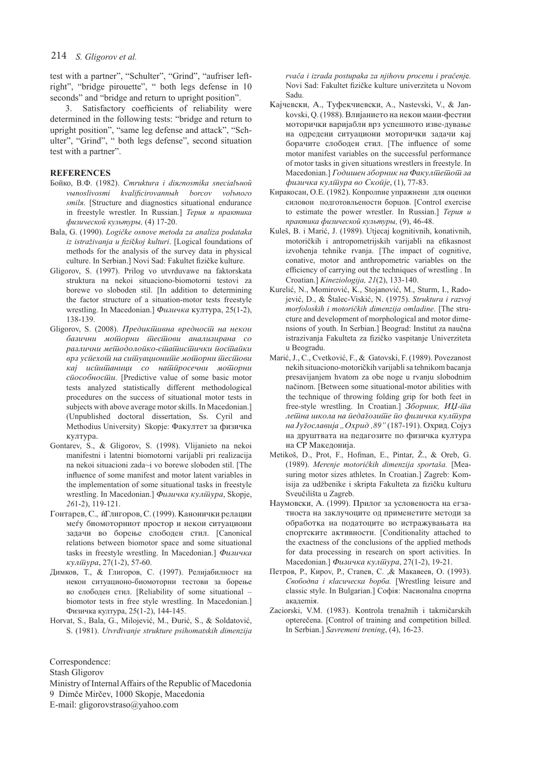test with a partner", "Schulter", "Grind", "aufriser left-right", "bridge pirouette", " both legs defense in 10 seconds" and "bridge and return to upright position".

3. Satisfactory coefficients of reliability were determined in the following tests: "bridge and return to upright position", "same leg defense and attack", "Schulter", "Grind", " both legs defense", second situation test with a partner".

## REFERENCES

Бойко, В.Ф. (1982). *Стruktura i diяgnostika specialьной vыnoslivosti kvalificirovannыh borcov volьnogo stilя.* [Structure and diagnostics situational endurance in freestyle wrestler. In Russian.] *Терия и практика физической культуры,* (4) 17-20.

Bala, G. (1990). *Logičke osnove metoda za analiza podataka iz istraživanja u fizičkoj kulturi*. [Logical foundations of methods for the analysis of the survey data in physical culture. In Serbian.] Novi Sad: Fakultet fizičke kulture.

Gligorov, S. (1997). Prilog vo utvrduvawe na faktorskata struktura na nekoi situaciono-biomotorni testovi za borewe vo sloboden stil. [In addition to determining the factor structure of a situation-motor tests freestyle wrestling. In Macedonian.] *Физичка* култура, 25(1-2), 138-139.

Gligorov, S. (2008). *Предиктивна вредност на некои базични моторни тестови анализирана со различни методолошко-статистички постапки врз успехот на ситуационите моторни тестови кај испитаници со натпросечни моторни способности.* [Predictive value of some basic motor tests analyzed statistically different methodological procedures on the success of situational motor tests in subjects with above average motor skills. In Macedonian.] (Unpublished doctoral dissertation, Ss. Cyril and Methodius University) Skopje: Факултет за физичка култура.

Gontarev, S., & Gligorov, S. (1998). Vlijanieto na nekoi manifestni i latentni biomotorni varijabli pri realizacija na nekoi situacioni zada~i vo borewe sloboden stil. [The influence of some manifest and motor latent variables in the implementation of some situational tasks in freestyle wrestling. In Macedonian.] *Физичка култура*, Skopje, *26*1-2), 119-121.

Гонтарев, С., иГлигоров, С. (1999). Канонички релации меѓу биомоторниот простор и некои ситуациони задачи во борење слободен стил. [Canonical relations between biomotor space and some situational tasks in freestyle wrestling. In Macedonian.] *Физичка култура*, 27(1-2), 57-60.

Димков, Т., & Глигоров, С. (1997). Релијабилност на некои ситуационо-биомоторни тестови за борење во слободен стил. [Reliability of some situational – biomotor tests in free style wrestling. In Macedonian.] Физичка култура, 25(1-2), 144-145.

Horvat, S., Bala, G., Milojević, M., Đurić, S., & Soldatović, S. (1981). *Utvrđivanje strukture psihomatskih dimenzija rvača i izrada postupaka za njihovu procenu i praćenje.* Novi Sad: Fakultet fizičke kulture univerziteta u Novom Sadu.

Кајчевски, А., Туфекчиевски, А., Nastevski, V., & Jankovski, Q. (1988). Влијанието на некои мани-фестни моторички варијабли врз успешното изве-дување на одредени ситуациони моторички задачи кај борачите слободен стил. [The influence of some motor manifest variables on the successful performance of motor tasks in given situations wrestlers in freestyle. In Macedonian.] *Годишен зборник на Факултетот за физичка култура во Скопје*, (1), 77-83.

Киракосан, О.Е. (1982). Копролпие упражнени для оценки силовои подготовльености борцов. [Control exercise to estimate the power wrestler. In Russian.] *Терия и практика физической культуры,* (9), 46-48.

Kuleš, B. i Marić, J. (1989). Utjecaj kognitivnih, konativnih, motoričkih i antropometrijskih varijabli na efikasnost izvođenja tehnike rvanja. [The impact of cognitive, conative, motor and anthropometric variables on the efficiency of carrying out the techniques of wrestling . In Croatian.] *Kineziologija, 21*(2), 133-140.

Kurelić, N., Momirović, K., Stojanović, M., Sturm, I., Radojević, D., & Štalec-Viskić, N. (1975). *Struktura i razvoj morfoloskih i motoričkih dimenzija omladine*. [The structure and development of morphological and motor dimensions of youth. In Serbian.] Beograd: Institut za naučna istrazivanja Fakulteta za fizičko vaspitanje Univerziteta u Beogradu.

Marić, J., C., Cvetković, F., & Gatovski, F. (1989). Povezanost nekih situaciono-motoričkih varijabli sa tehnikom bacanja presavijanjem hvatom za obe noge u rvanju slobodnim načinom. [Between some situational-motor abilities with the technique of throwing folding grip for both feet in free-style wrestling. In Croatian.] *Зборник, ИЦ-та летна школа на педагозите по физичка култура на Југославија „Охрид ,89"* (187-191). Охрид. Сојуз на друштвата на педагозите по физичка култура на СР Македонија.

Metikoš, D., Prot, F., Hofman, E., Pintar, Ž., & Oreb, G. (1989). *Merenje motoričkih dimenzija sportaša.* [Measuring motor sizes athletes. In Croatian.] Zagreb: Komisija za udžbenike i skripta Fakulteta za fizičku kulturu Sveučilišta u Zagreb.

Наумовски, А. (1999). Прилог за условеноста на егзатноста на заклучоците од применетите методи за обработка на податоците во истражувањата на спортските активности. [Conditionality attached to the exactness of the conclusions of the applied methods for data processing in research on sport activities. In Macedonian.] *Физичка култура*, 27(1-2), 19-21.

Петров, Р., Кирov, Р., Стапев, С. ,& Макавеев, О. (1993). *Свободна i кlасическа борба.* [Wrestling leisure and classic style. In Bulgarian.] Софія: Насионална спортна академія.

Zaciorski, V.M. (1983). Kontrola trenažnih i takmičarskih opterečena. [Control of training and competition billed. In Serbian.] *Savremeni trening*, (4), 16-23.

Correspondence:
Stash Gligorov
Ministry of Internal Affairs of the Republic of Macedonia
9 Dimče Mirčev, 1000 Skopje, Macedonia
E-mail: gligorovstraso@yahoo.com